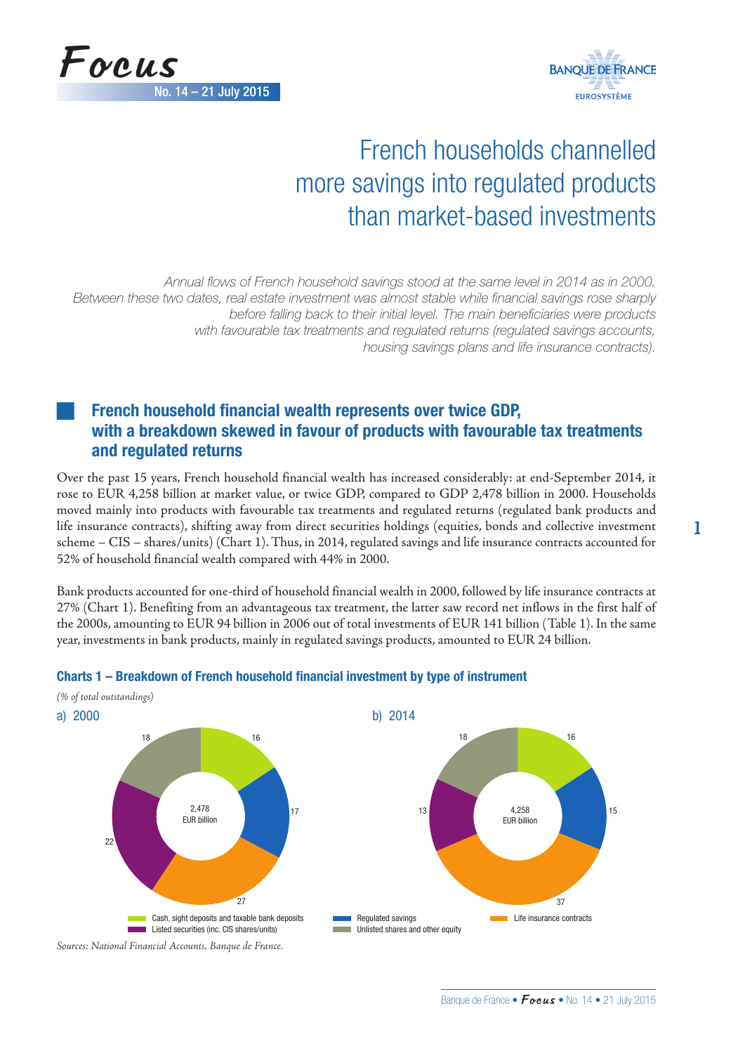# French households channelled more savings into regulated products than market-based investments

*Annual flows of French household savings stood at the same level in 2014 as in 2000. Between these two dates, real estate investment was almost stable while financial savings rose sharply before falling back to their initial level. The main beneficiaries were products with favourable tax treatments and regulated returns (regulated savings accounts, housing savings plans and life insurance contracts).*

## French household financial wealth represents over twice GDP, with a breakdown skewed in favour of products with favourable tax treatments and regulated returns

Over the past 15 years, French household financial wealth has increased considerably: at end-September 2014, it rose to EUR 4,258 billion at market value, or twice GDP, compared to GDP 2,478 billion in 2000. Households moved mainly into products with favourable tax treatments and regulated returns (regulated bank products and life insurance contracts), shifting away from direct securities holdings (equities, bonds and collective investment scheme – CIS – shares/units) (Chart 1). Thus, in 2014, regulated savings and life insurance contracts accounted for 52% of household financial wealth compared with 44% in 2000.

Bank products accounted for one-third of household financial wealth in 2000, followed by life insurance contracts at 27% (Chart 1). Benefiting from an advantageous tax treatment, the latter saw record net inflows in the first half of the 2000s, amounting to EUR 94 billion in 2006 out of total investments of EUR 141 billion (Table 1). In the same year, investments in bank products, mainly in regulated savings products, amounted to EUR 24 billion.

**Charts 1 – Breakdown of French household financial investment by type of instrument**

*(% of total outstandings)*

| Instrument | a) 2000 (2,478 EUR billion) | b) 2014 (4,258 EUR billion) |
|---|---|---|
| Cash, sight deposits and taxable bank deposits | 16 | 16 |
| Regulated savings | 17 | 15 |
| Life insurance contracts | 27 | 37 |
| Listed securities (inc. CIS shares/units) | 22 | 13 |
| Unlisted shares and other equity | 18 | 18 |

*Sources: National Financial Accounts, Banque de France.*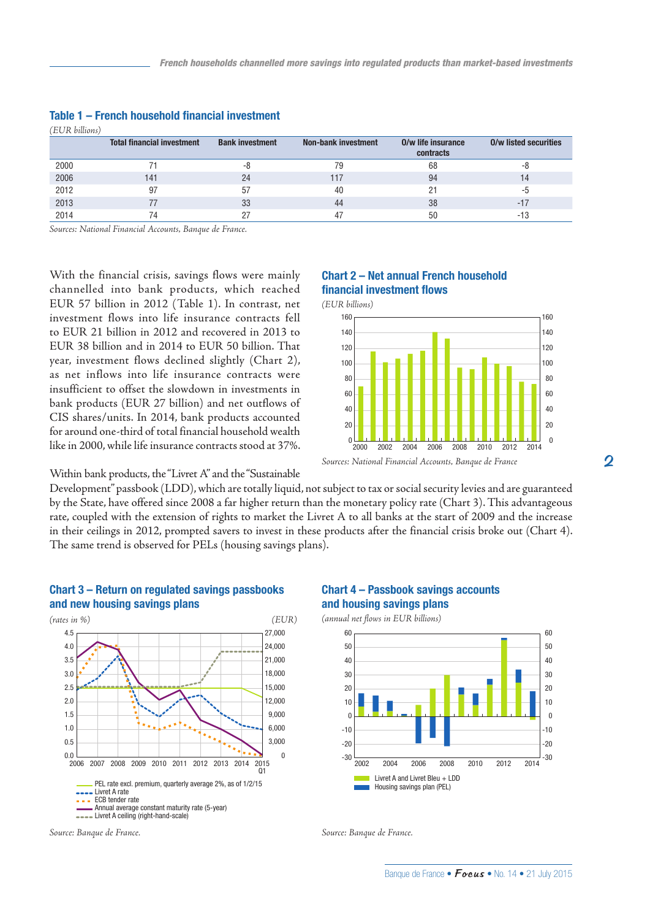### Table 1 – French household financial investment

*(EUR billions)*

| | Total financial investment | Bank investment | Non-bank investment | O/w life insurance contracts | O/w listed securities |
|---|---|---|---|---|---|
| 2000 | 71 | -8 | 79 | 68 | -8 |
| 2006 | 141 | 24 | 117 | 94 | 14 |
| 2012 | 97 | 57 | 40 | 21 | -5 |
| 2013 | 77 | 33 | 44 | 38 | -17 |
| 2014 | 74 | 27 | 47 | 50 | -13 |

*Sources: National Financial Accounts, Banque de France.*

With the financial crisis, savings flows were mainly channelled into bank products, which reached EUR 57 billion in 2012 (Table 1). In contrast, net investment flows into life insurance contracts fell to EUR 21 billion in 2012 and recovered in 2013 to EUR 38 billion and in 2014 to EUR 50 billion. That year, investment flows declined slightly (Chart 2), as net inflows into life insurance contracts were insufficient to offset the slowdown in investments in bank products (EUR 27 billion) and net outflows of CIS shares/units. In 2014, bank products accounted for around one-third of total financial household wealth like in 2000, while life insurance contracts stood at 37%.

### Chart 2 – Net annual French household financial investment flows

*(EUR billions)*

*Sources: National Financial Accounts, Banque de France*

Within bank products, the "Livret A" and the "Sustainable Development" passbook (LDD), which are totally liquid, not subject to tax or social security levies and are guaranteed by the State, have offered since 2008 a far higher return than the monetary policy rate (Chart 3). This advantageous rate, coupled with the extension of rights to market the Livret A to all banks at the start of 2009 and the increase in their ceilings in 2012, prompted savers to invest in these products after the financial crisis broke out (Chart 4). The same trend is observed for PELs (housing savings plans).

### Chart 3 – Return on regulated savings passbooks and new housing savings plans

*(rates in %)* *(EUR)*

PEL rate excl. premium, quarterly average 2%, as of 1/2/15
Livret A rate
ECB tender rate
Annual average constant maturity rate (5-year)
Livret A ceiling (right-hand-scale)

*Source: Banque de France.*

### Chart 4 – Passbook savings accounts and housing savings plans

*(annual net flows in EUR billions)*

Livret A and Livret Bleu + LDD
Housing savings plan (PEL)

*Source: Banque de France.*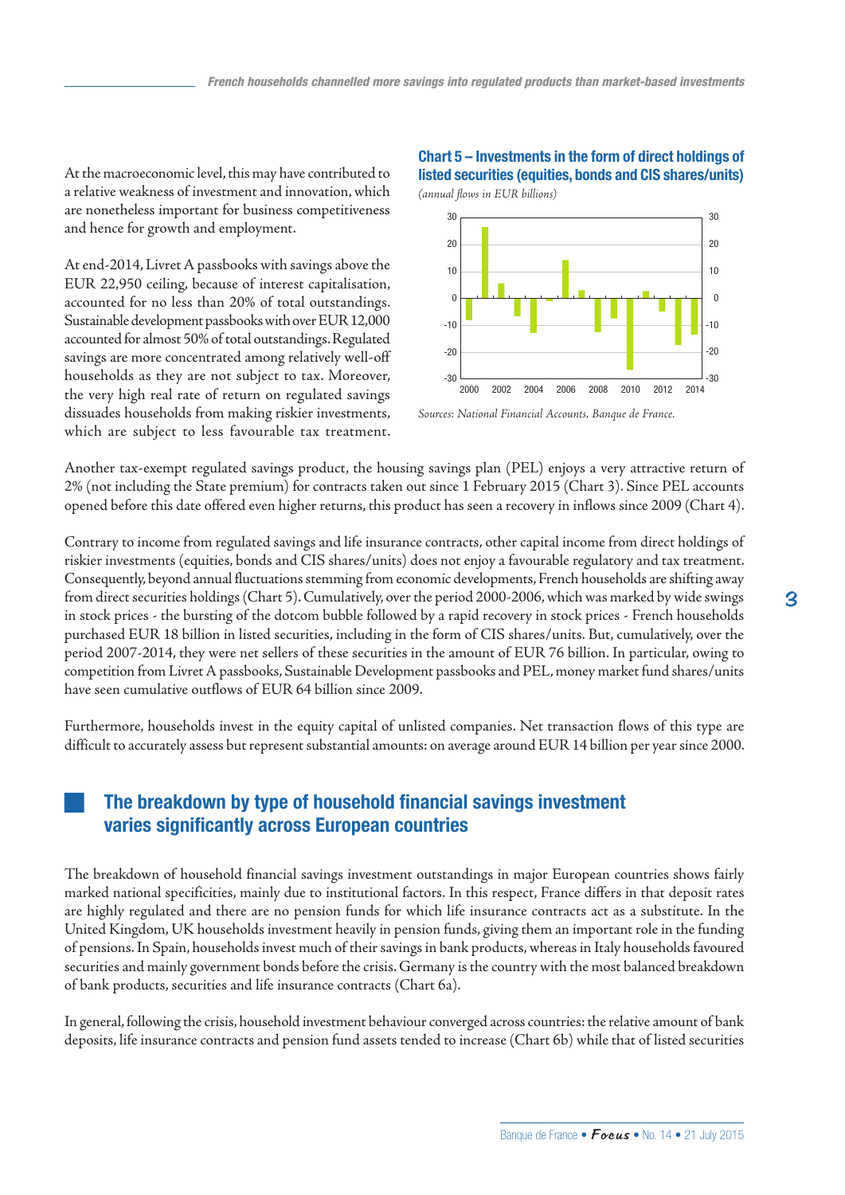At the macroeconomic level, this may have contributed to a relative weakness of investment and innovation, which are nonetheless important for business competitiveness and hence for growth and employment.

At end-2014, Livret A passbooks with savings above the EUR 22,950 ceiling, because of interest capitalisation, accounted for no less than 20% of total outstandings. Sustainable development passbooks with over EUR 12,000 accounted for almost 50% of total outstandings. Regulated savings are more concentrated among relatively well-off households as they are not subject to tax. Moreover, the very high real rate of return on regulated savings dissuades households from making riskier investments, which are subject to less favourable tax treatment.

**Chart 5 – Investments in the form of direct holdings of listed securities (equities, bonds and CIS shares/units)**
*(annual flows in EUR billions)*

*Sources: National Financial Accounts, Banque de France.*

Another tax-exempt regulated savings product, the housing savings plan (PEL) enjoys a very attractive return of 2% (not including the State premium) for contracts taken out since 1 February 2015 (Chart 3). Since PEL accounts opened before this date offered even higher returns, this product has seen a recovery in inflows since 2009 (Chart 4).

Contrary to income from regulated savings and life insurance contracts, other capital income from direct holdings of riskier investments (equities, bonds and CIS shares/units) does not enjoy a favourable regulatory and tax treatment. Consequently, beyond annual fluctuations stemming from economic developments, French households are shifting away from direct securities holdings (Chart 5). Cumulatively, over the period 2000-2006, which was marked by wide swings in stock prices - the bursting of the dotcom bubble followed by a rapid recovery in stock prices - French households purchased EUR 18 billion in listed securities, including in the form of CIS shares/units. But, cumulatively, over the period 2007-2014, they were net sellers of these securities in the amount of EUR 76 billion. In particular, owing to competition from Livret A passbooks, Sustainable Development passbooks and PEL, money market fund shares/units have seen cumulative outflows of EUR 64 billion since 2009.

Furthermore, households invest in the equity capital of unlisted companies. Net transaction flows of this type are difficult to accurately assess but represent substantial amounts: on average around EUR 14 billion per year since 2000.

## The breakdown by type of household financial savings investment varies significantly across European countries

The breakdown of household financial savings investment outstandings in major European countries shows fairly marked national specificities, mainly due to institutional factors. In this respect, France differs in that deposit rates are highly regulated and there are no pension funds for which life insurance contracts act as a substitute. In the United Kingdom, UK households investment heavily in pension funds, giving them an important role in the funding of pensions. In Spain, households invest much of their savings in bank products, whereas in Italy households favoured securities and mainly government bonds before the crisis. Germany is the country with the most balanced breakdown of bank products, securities and life insurance contracts (Chart 6a).

In general, following the crisis, household investment behaviour converged across countries: the relative amount of bank deposits, life insurance contracts and pension fund assets tended to increase (Chart 6b) while that of listed securities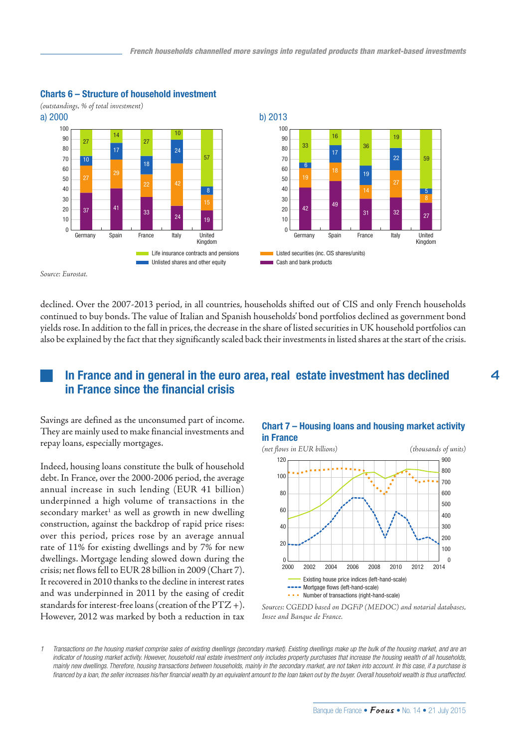### Charts 6 – Structure of household investment

*(outstandings, % of total investment)*

a) 2000

| | Germany | Spain | France | Italy | United Kingdom |
|---|---|---|---|---|---|
| Cash and bank products | 37 | 41 | 33 | 24 | 19 |
| Listed securities (inc. CIS shares/units) | 27 | 29 | 22 | 42 | 15 |
| Unlisted shares and other equity | 10 | 17 | 18 | 24 | 8 |
| Life insurance contracts and pensions | 27 | 14 | 27 | 10 | 57 |

b) 2013

| | Germany | Spain | France | Italy | United Kingdom |
|---|---|---|---|---|---|
| Cash and bank products | 42 | 49 | 31 | 32 | 27 |
| Listed securities (inc. CIS shares/units) | 19 | 18 | 14 | 27 | 8 |
| Unlisted shares and other equity | 6 | 17 | 19 | 22 | 5 |
| Life insurance contracts and pensions | 33 | 16 | 36 | 19 | 59 |

*Source: Eurostat.*

declined. Over the 2007-2013 period, in all countries, households shifted out of CIS and only French households continued to buy bonds. The value of Italian and Spanish households' bond portfolios declined as government bond yields rose. In addition to the fall in prices, the decrease in the share of listed securities in UK household portfolios can also be explained by the fact that they significantly scaled back their investments in listed shares at the start of the crisis.

## In France and in general in the euro area, real estate investment has declined in France since the financial crisis

Savings are defined as the unconsumed part of income. They are mainly used to make financial investments and repay loans, especially mortgages.

Indeed, housing loans constitute the bulk of household debt. In France, over the 2000-2006 period, the average annual increase in such lending (EUR 41 billion) underpinned a high volume of transactions in the secondary market[1] as well as growth in new dwelling construction, against the backdrop of rapid price rises: over this period, prices rose by an average annual rate of 11% for existing dwellings and by 7% for new dwellings. Mortgage lending slowed down during the crisis; net flows fell to EUR 28 billion in 2009 (Chart 7). It recovered in 2010 thanks to the decline in interest rates and was underpinned in 2011 by the easing of credit standards for interest-free loans (creation of the PTZ +). However, 2012 was marked by both a reduction in tax

### Chart 7 – Housing loans and housing market activity in France

*(net flows in EUR billions)* *(thousands of units)*

Legend: Existing house price indices (left-hand-scale); Mortgage flows (left-hand-scale); Number of transactions (right-hand-scale)

*Sources: CGEDD based on DGFiP (MEDOC) and notarial databases, Insee and Banque de France.*

1 *Transactions on the housing market comprise sales of existing dwellings (secondary market). Existing dwellings make up the bulk of the housing market, and are an indicator of housing market activity. However, household real estate investment only includes property purchases that increase the housing wealth of all households, mainly new dwellings. Therefore, housing transactions between households, mainly in the secondary market, are not taken into account. In this case, if a purchase is financed by a loan, the seller increases his/her financial wealth by an equivalent amount to the loan taken out by the buyer. Overall household wealth is thus unaffected.*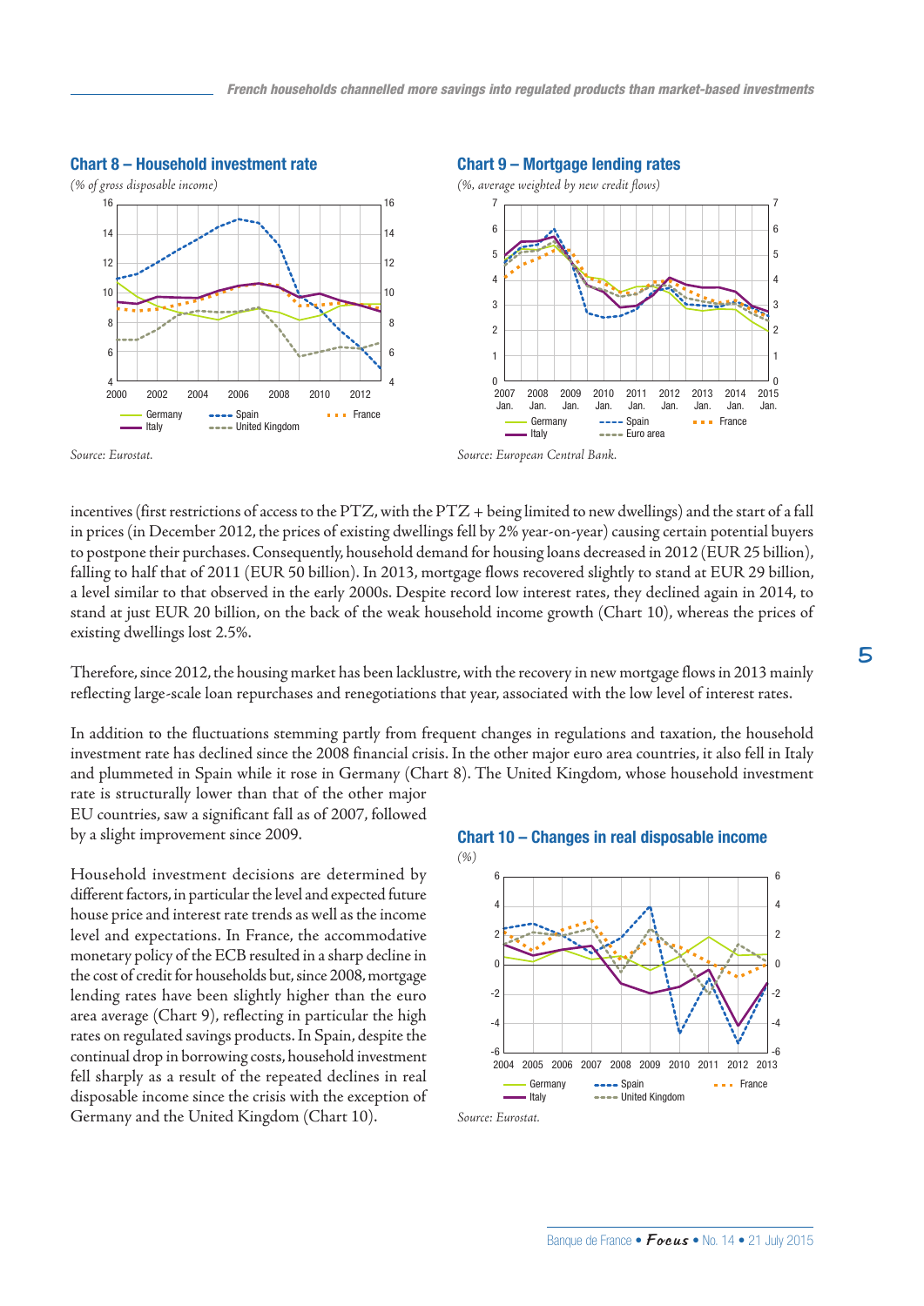### Chart 8 – Household investment rate

*(% of gross disposable income)*

Source: Eurostat.

### Chart 9 – Mortgage lending rates

*(%, average weighted by new credit flows)*

Source: European Central Bank.

incentives (first restrictions of access to the PTZ, with the PTZ + being limited to new dwellings) and the start of a fall in prices (in December 2012, the prices of existing dwellings fell by 2% year-on-year) causing certain potential buyers to postpone their purchases. Consequently, household demand for housing loans decreased in 2012 (EUR 25 billion), falling to half that of 2011 (EUR 50 billion). In 2013, mortgage flows recovered slightly to stand at EUR 29 billion, a level similar to that observed in the early 2000s. Despite record low interest rates, they declined again in 2014, to stand at just EUR 20 billion, on the back of the weak household income growth (Chart 10), whereas the prices of existing dwellings lost 2.5%.

Therefore, since 2012, the housing market has been lacklustre, with the recovery in new mortgage flows in 2013 mainly reflecting large-scale loan repurchases and renegotiations that year, associated with the low level of interest rates.

In addition to the fluctuations stemming partly from frequent changes in regulations and taxation, the household investment rate has declined since the 2008 financial crisis. In the other major euro area countries, it also fell in Italy and plummeted in Spain while it rose in Germany (Chart 8). The United Kingdom, whose household investment rate is structurally lower than that of the other major EU countries, saw a significant fall as of 2007, followed by a slight improvement since 2009.

Household investment decisions are determined by different factors, in particular the level and expected future house price and interest rate trends as well as the income level and expectations. In France, the accommodative monetary policy of the ECB resulted in a sharp decline in the cost of credit for households but, since 2008, mortgage lending rates have been slightly higher than the euro area average (Chart 9), reflecting in particular the high rates on regulated savings products. In Spain, despite the continual drop in borrowing costs, household investment fell sharply as a result of the repeated declines in real disposable income since the crisis with the exception of Germany and the United Kingdom (Chart 10).

### Chart 10 – Changes in real disposable income

*(%)*

Source: Eurostat.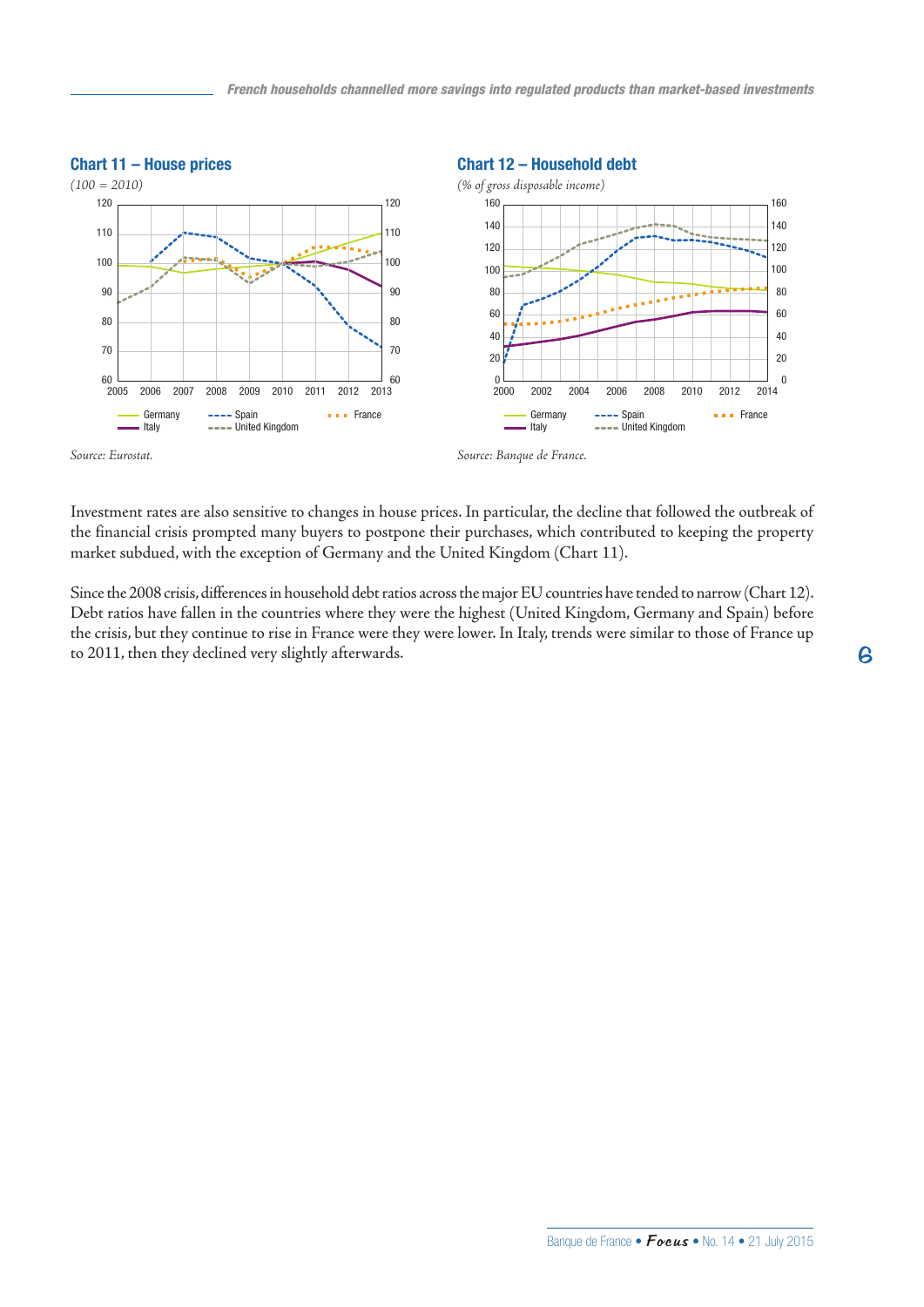### Chart 11 – House prices

*(100 = 2010)*

120
110
100
90
80
70
60

2005 2006 2007 2008 2009 2010 2011 2012 2013

Germany
Italy
Spain
United Kingdom
France

*Source: Eurostat.*

### Chart 12 – Household debt

*(% of gross disposable income)*

160
140
120
100
80
60
40
20
0

2000 2002 2004 2006 2008 2010 2012 2014

Germany
Italy
Spain
United Kingdom
France

*Source: Banque de France.*

Investment rates are also sensitive to changes in house prices. In particular, the decline that followed the outbreak of the financial crisis prompted many buyers to postpone their purchases, which contributed to keeping the property market subdued, with the exception of Germany and the United Kingdom (Chart 11).

Since the 2008 crisis, differences in household debt ratios across the major EU countries have tended to narrow (Chart 12). Debt ratios have fallen in the countries where they were the highest (United Kingdom, Germany and Spain) before the crisis, but they continue to rise in France were they were lower. In Italy, trends were similar to those of France up to 2011, then they declined very slightly afterwards.